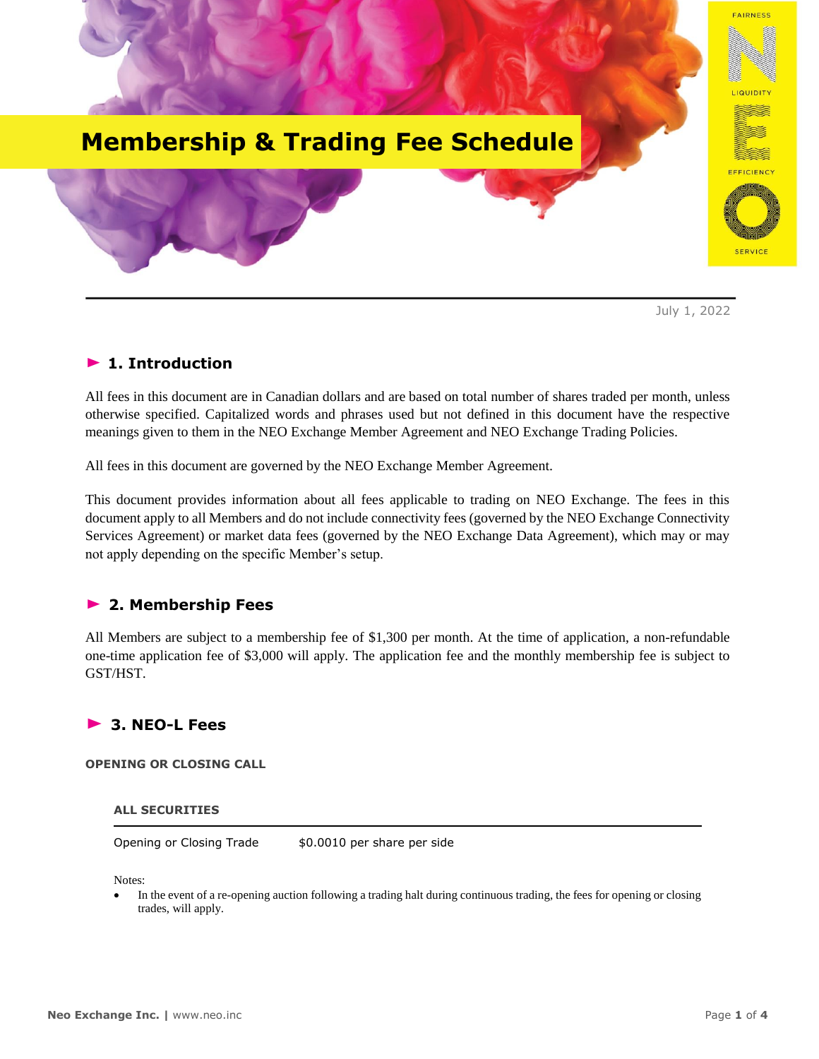# Membership & Trading Fee Schedule

July 1, 2022

## 1. Introduction

All fees in this document are in Canadian dollars and are based on total number of shares traded per month, unless otherwise specified. Capitalized words and phrases used but not defined in this document have the respective meanings given to them in the NEO Exchange Member Agreement and NEO Exchange Trading Policies.

All fees in this document are governed by the NEO Exchange Member Agreement.

This document provides information about all fees applicable to trading on NEO Exchange. The fees in this document apply to all Members and do not include connectivity fees (governed by the NEO Exchange Connectivity Services Agreement) or market data fees (governed by the NEO Exchange Data Agreement), which may or may not apply depending on the specific Member's setup.

## 2. Membership Fees

All Members are subject to a membership fee of $1,300 per month. At the time of application, a non-refundable one-time application fee of $3,000 will apply. The application fee and the monthly membership fee is subject to GST/HST.

## 3. NEO-L Fees

### OPENING OR CLOSING CALL

| ALL SECURITIES | |
|---|---|
| Opening or Closing Trade | $0.0010 per share per side |

Notes:

- In the event of a re-opening auction following a trading halt during continuous trading, the fees for opening or closing trades, will apply.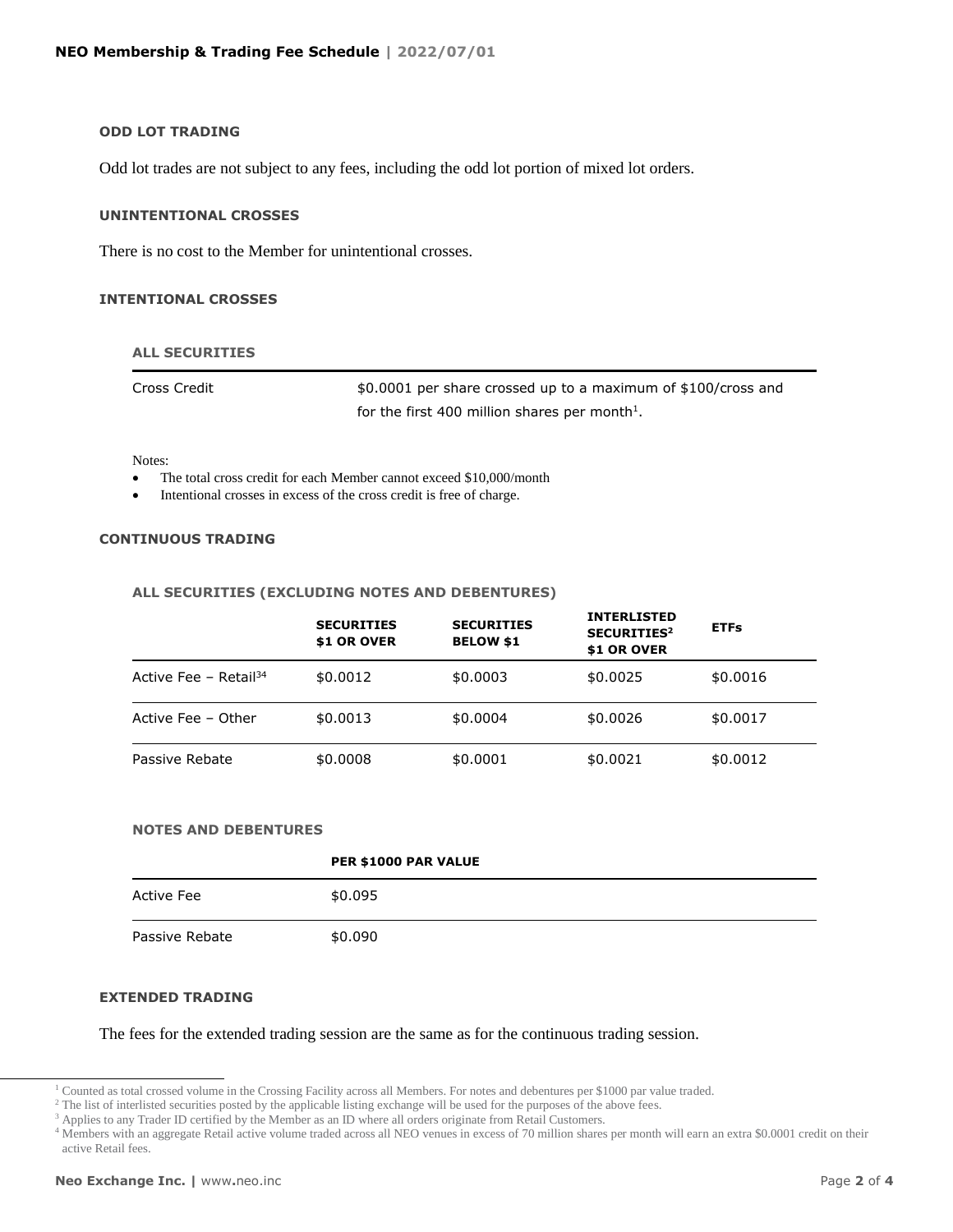### ODD LOT TRADING

Odd lot trades are not subject to any fees, including the odd lot portion of mixed lot orders.

### UNINTENTIONAL CROSSES

There is no cost to the Member for unintentional crosses.

### INTENTIONAL CROSSES

#### ALL SECURITIES

| | |
|---|---|
| Cross Credit | $0.0001 per share crossed up to a maximum of $100/cross and for the first 400 million shares per month[1]. |

Notes:

- The total cross credit for each Member cannot exceed $10,000/month
- Intentional crosses in excess of the cross credit is free of charge.

### CONTINUOUS TRADING

#### ALL SECURITIES (EXCLUDING NOTES AND DEBENTURES)

| | SECURITIES $1 OR OVER | SECURITIES BELOW $1 | INTERLISTED SECURITIES[2] $1 OR OVER | ETFs |
|---|---|---|---|---|
| Active Fee – Retail[3,4] | $0.0012 | $0.0003 | $0.0025 | $0.0016 |
| Active Fee – Other | $0.0013 | $0.0004 | $0.0026 | $0.0017 |
| Passive Rebate | $0.0008 | $0.0001 | $0.0021 | $0.0012 |

#### NOTES AND DEBENTURES

| | PER $1000 PAR VALUE |
|---|---|
| Active Fee | $0.095 |
| Passive Rebate | $0.090 |

### EXTENDED TRADING

The fees for the extended trading session are the same as for the continuous trading session.

[1] Counted as total crossed volume in the Crossing Facility across all Members. For notes and debentures per $1000 par value traded.

[2] The list of interlisted securities posted by the applicable listing exchange will be used for the purposes of the above fees.

[3] Applies to any Trader ID certified by the Member as an ID where all orders originate from Retail Customers.

[4] Members with an aggregate Retail active volume traded across all NEO venues in excess of 70 million shares per month will earn an extra $0.0001 credit on their active Retail fees.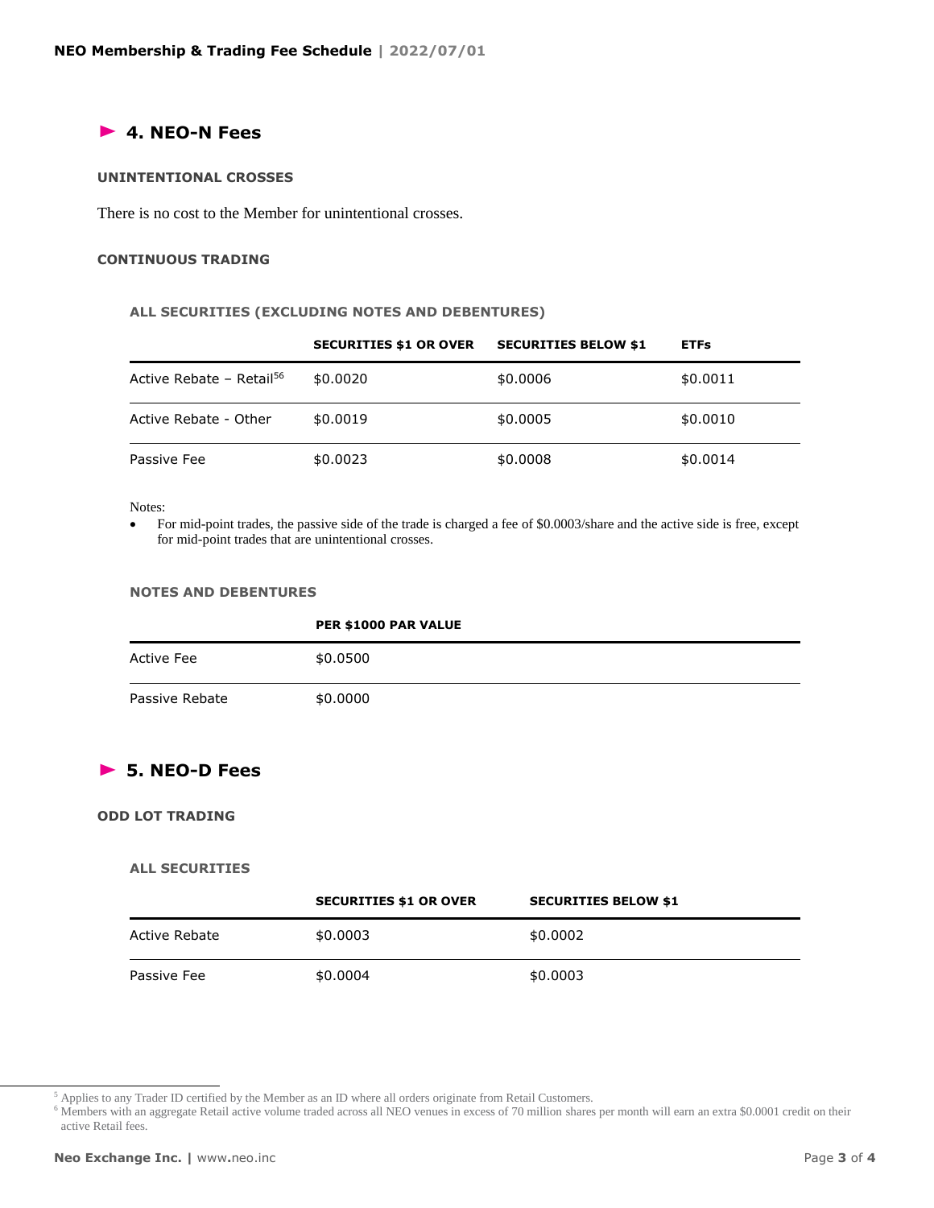## ► 4. NEO-N Fees

#### UNINTENTIONAL CROSSES

There is no cost to the Member for unintentional crosses.

#### CONTINUOUS TRADING

##### ALL SECURITIES (EXCLUDING NOTES AND DEBENTURES)

| | SECURITIES $1 OR OVER | SECURITIES BELOW $1 | ETFs |
|---|---|---|---|
| Active Rebate – Retail[5][6] | $0.0020 | $0.0006 | $0.0011 |
| Active Rebate - Other | $0.0019 | $0.0005 | $0.0010 |
| Passive Fee | $0.0023 | $0.0008 | $0.0014 |

Notes:

- For mid-point trades, the passive side of the trade is charged a fee of $0.0003/share and the active side is free, except for mid-point trades that are unintentional crosses.

##### NOTES AND DEBENTURES

| | PER $1000 PAR VALUE |
|---|---|
| Active Fee | $0.0500 |
| Passive Rebate | $0.0000 |

## ► 5. NEO-D Fees

#### ODD LOT TRADING

##### ALL SECURITIES

| | SECURITIES $1 OR OVER | SECURITIES BELOW $1 |
|---|---|---|
| Active Rebate | $0.0003 | $0.0002 |
| Passive Fee | $0.0004 | $0.0003 |

---

[5] Applies to any Trader ID certified by the Member as an ID where all orders originate from Retail Customers.

[6] Members with an aggregate Retail active volume traded across all NEO venues in excess of 70 million shares per month will earn an extra $0.0001 credit on their active Retail fees.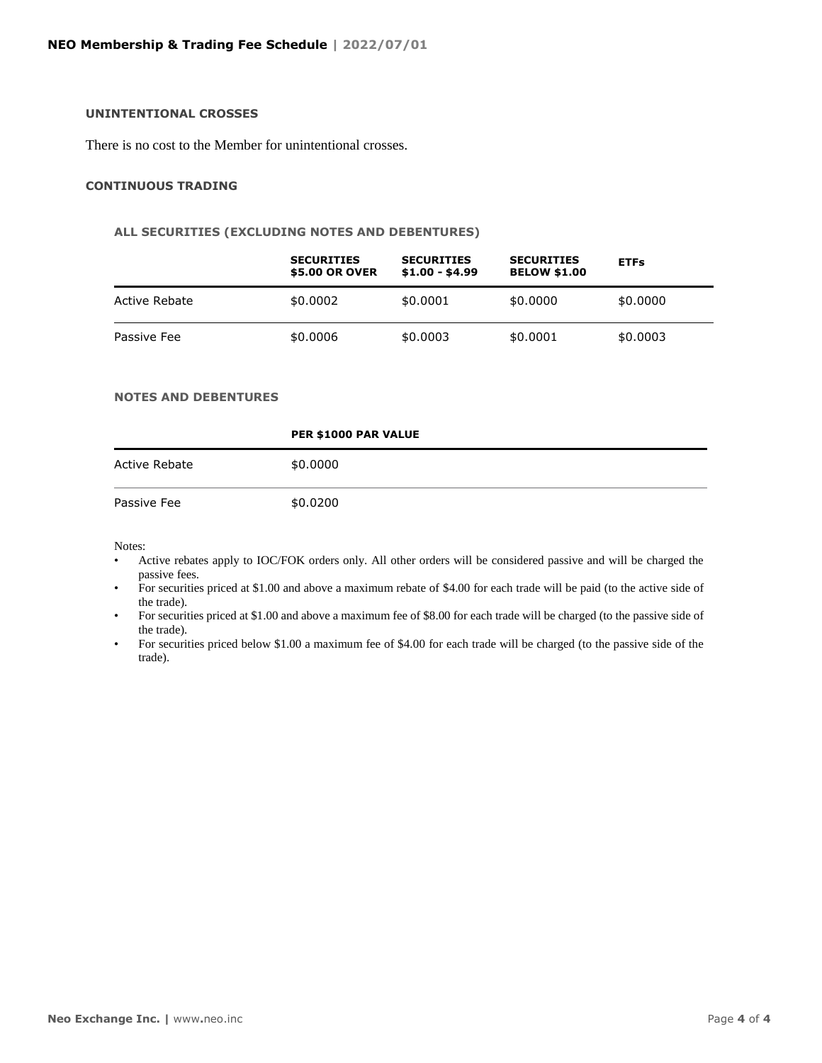### UNINTENTIONAL CROSSES

There is no cost to the Member for unintentional crosses.

### CONTINUOUS TRADING

#### ALL SECURITIES (EXCLUDING NOTES AND DEBENTURES)

| | SECURITIES $5.00 OR OVER | SECURITIES $1.00 - $4.99 | SECURITIES BELOW $1.00 | ETFs |
|---|---|---|---|---|
| Active Rebate | $0.0002 | $0.0001 | $0.0000 | $0.0000 |
| Passive Fee | $0.0006 | $0.0003 | $0.0001 | $0.0003 |

#### NOTES AND DEBENTURES

| | PER $1000 PAR VALUE |
|---|---|
| Active Rebate | $0.0000 |
| Passive Fee | $0.0200 |

Notes:

- Active rebates apply to IOC/FOK orders only. All other orders will be considered passive and will be charged the passive fees.
- For securities priced at $1.00 and above a maximum rebate of $4.00 for each trade will be paid (to the active side of the trade).
- For securities priced at $1.00 and above a maximum fee of $8.00 for each trade will be charged (to the passive side of the trade).
- For securities priced below $1.00 a maximum fee of $4.00 for each trade will be charged (to the passive side of the trade).